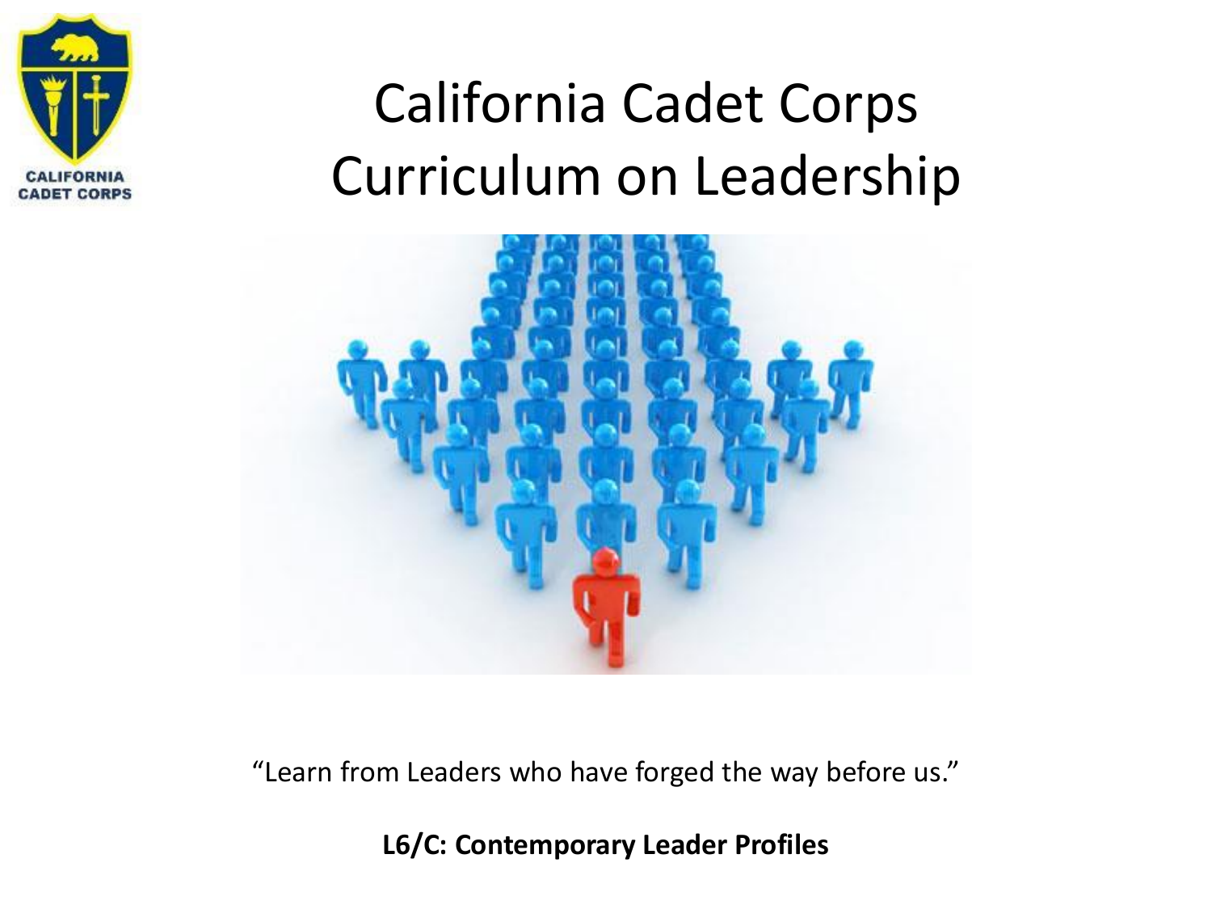# California Cadet Corps Curriculum on Leadership

"Learn from Leaders who have forged the way before us."

**L6/C: Contemporary Leader Profiles**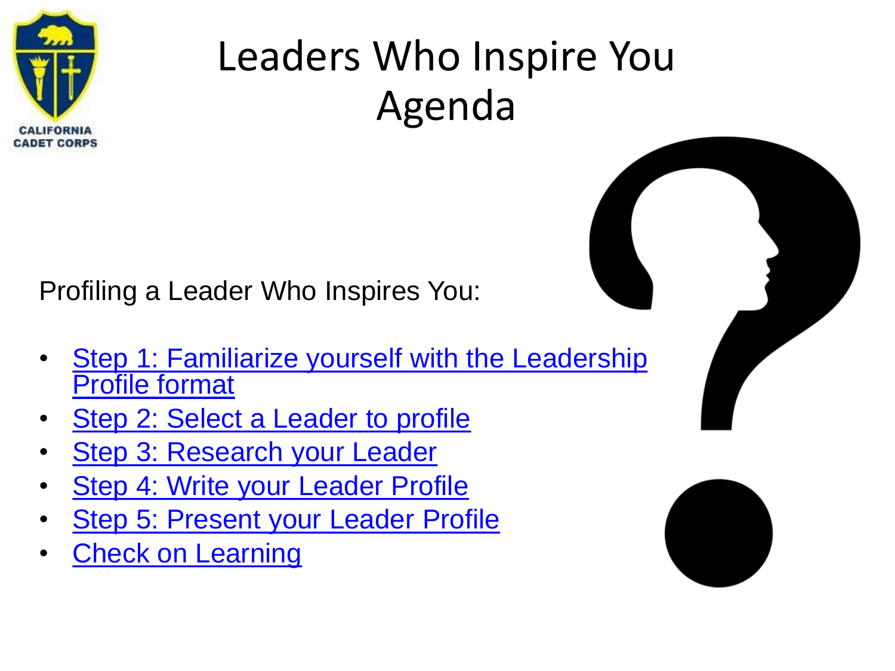# Leaders Who Inspire You Agenda

Profiling a Leader Who Inspires You:

- Step 1: Familiarize yourself with the Leadership Profile format
- Step 2: Select a Leader to profile
- Step 3: Research your Leader
- Step 4: Write your Leader Profile
- Step 5: Present your Leader Profile
- Check on Learning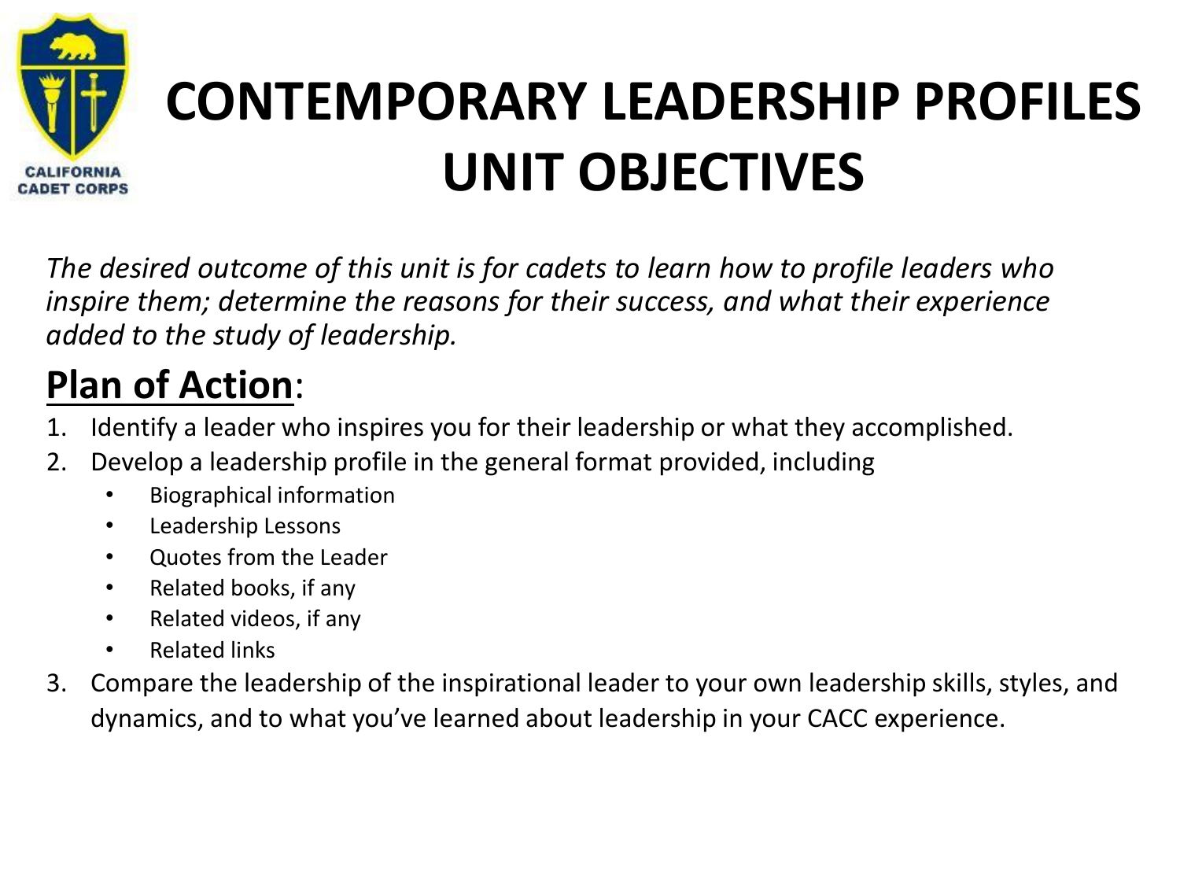# CONTEMPORARY LEADERSHIP PROFILES UNIT OBJECTIVES

*The desired outcome of this unit is for cadets to learn how to profile leaders who inspire them; determine the reasons for their success, and what their experience added to the study of leadership.*

## Plan of Action:

1. Identify a leader who inspires you for their leadership or what they accomplished.
2. Develop a leadership profile in the general format provided, including
   - Biographical information
   - Leadership Lessons
   - Quotes from the Leader
   - Related books, if any
   - Related videos, if any
   - Related links
3. Compare the leadership of the inspirational leader to your own leadership skills, styles, and dynamics, and to what you've learned about leadership in your CACC experience.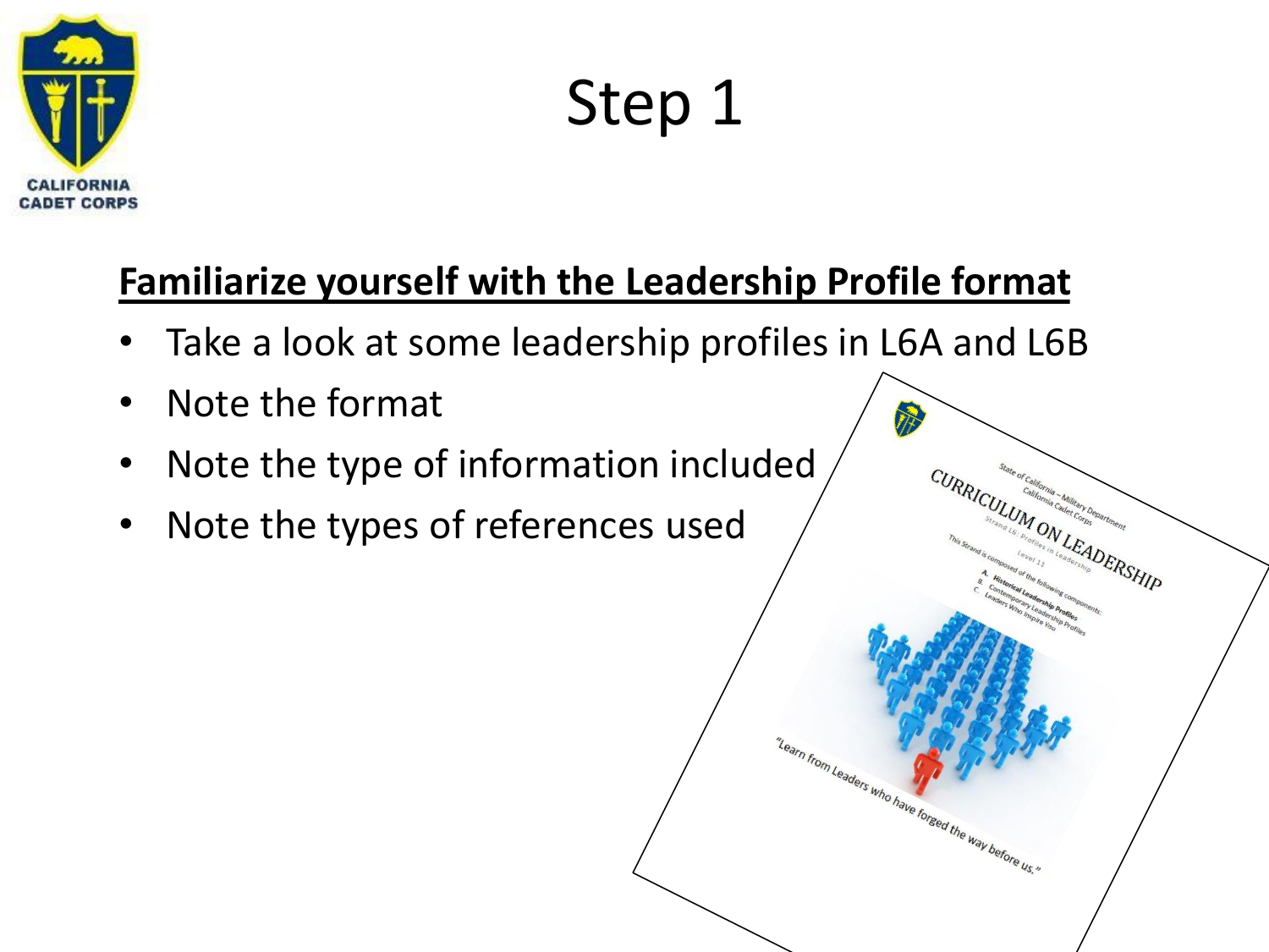# Step 1

**Familiarize yourself with the Leadership Profile format**

- Take a look at some leadership profiles in L6A and L6B
- Note the format
- Note the type of information included
- Note the types of references used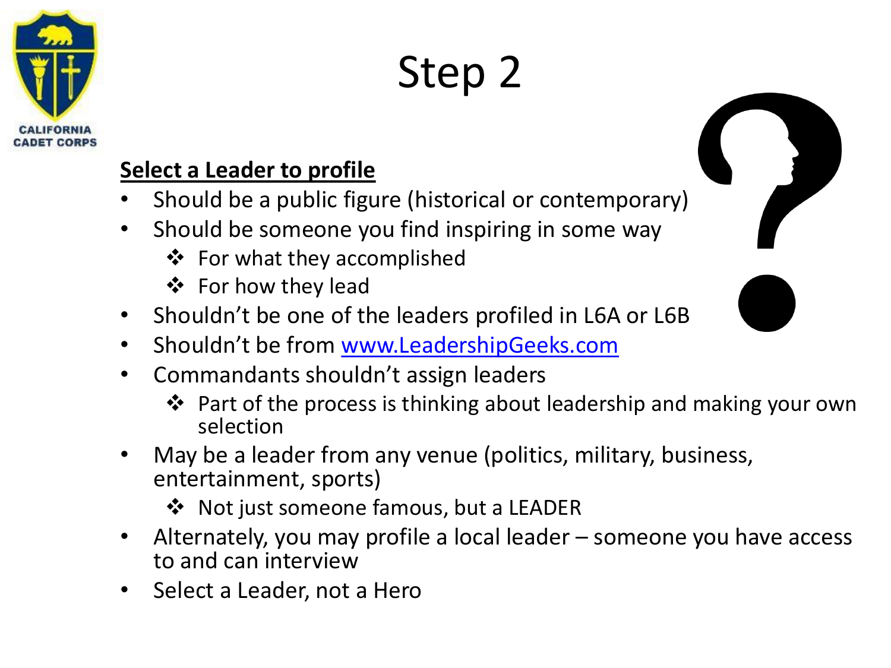# Step 2

**Select a Leader to profile**

- Should be a public figure (historical or contemporary)
- Should be someone you find inspiring in some way
  - For what they accomplished
  - For how they lead
- Shouldn't be one of the leaders profiled in L6A or L6B
- Shouldn't be from www.LeadershipGeeks.com
- Commandants shouldn't assign leaders
  - Part of the process is thinking about leadership and making your own selection
- May be a leader from any venue (politics, military, business, entertainment, sports)
  - Not just someone famous, but a LEADER
- Alternately, you may profile a local leader – someone you have access to and can interview
- Select a Leader, not a Hero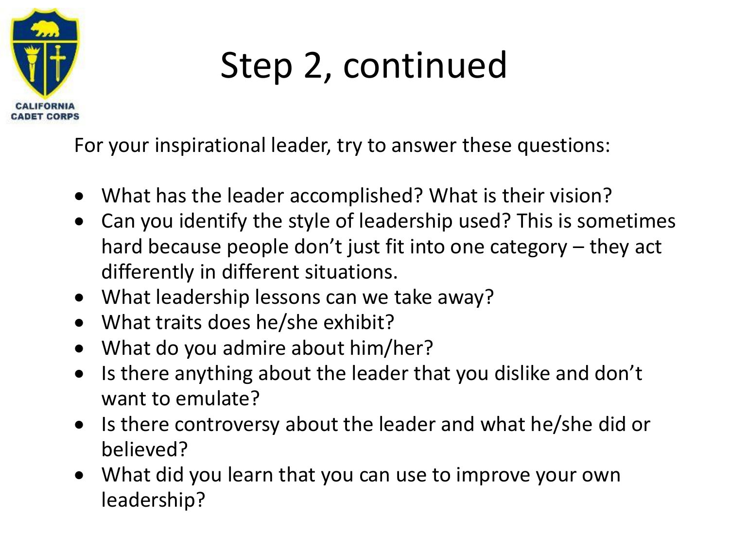# Step 2, continued

For your inspirational leader, try to answer these questions:

- What has the leader accomplished? What is their vision?
- Can you identify the style of leadership used? This is sometimes hard because people don't just fit into one category – they act differently in different situations.
- What leadership lessons can we take away?
- What traits does he/she exhibit?
- What do you admire about him/her?
- Is there anything about the leader that you dislike and don't want to emulate?
- Is there controversy about the leader and what he/she did or believed?
- What did you learn that you can use to improve your own leadership?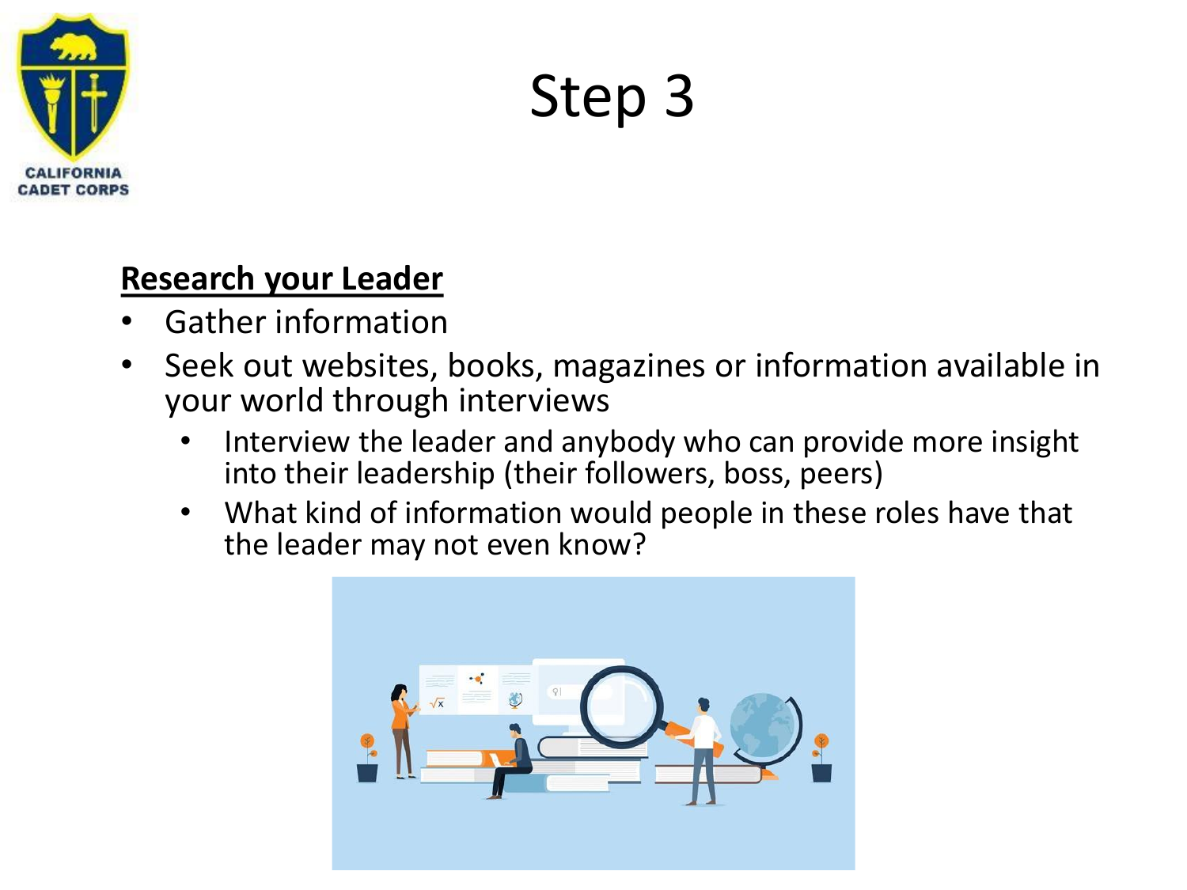# Step 3

**Research your Leader**

- Gather information
- Seek out websites, books, magazines or information available in your world through interviews
  - Interview the leader and anybody who can provide more insight into their leadership (their followers, boss, peers)
  - What kind of information would people in these roles have that the leader may not even know?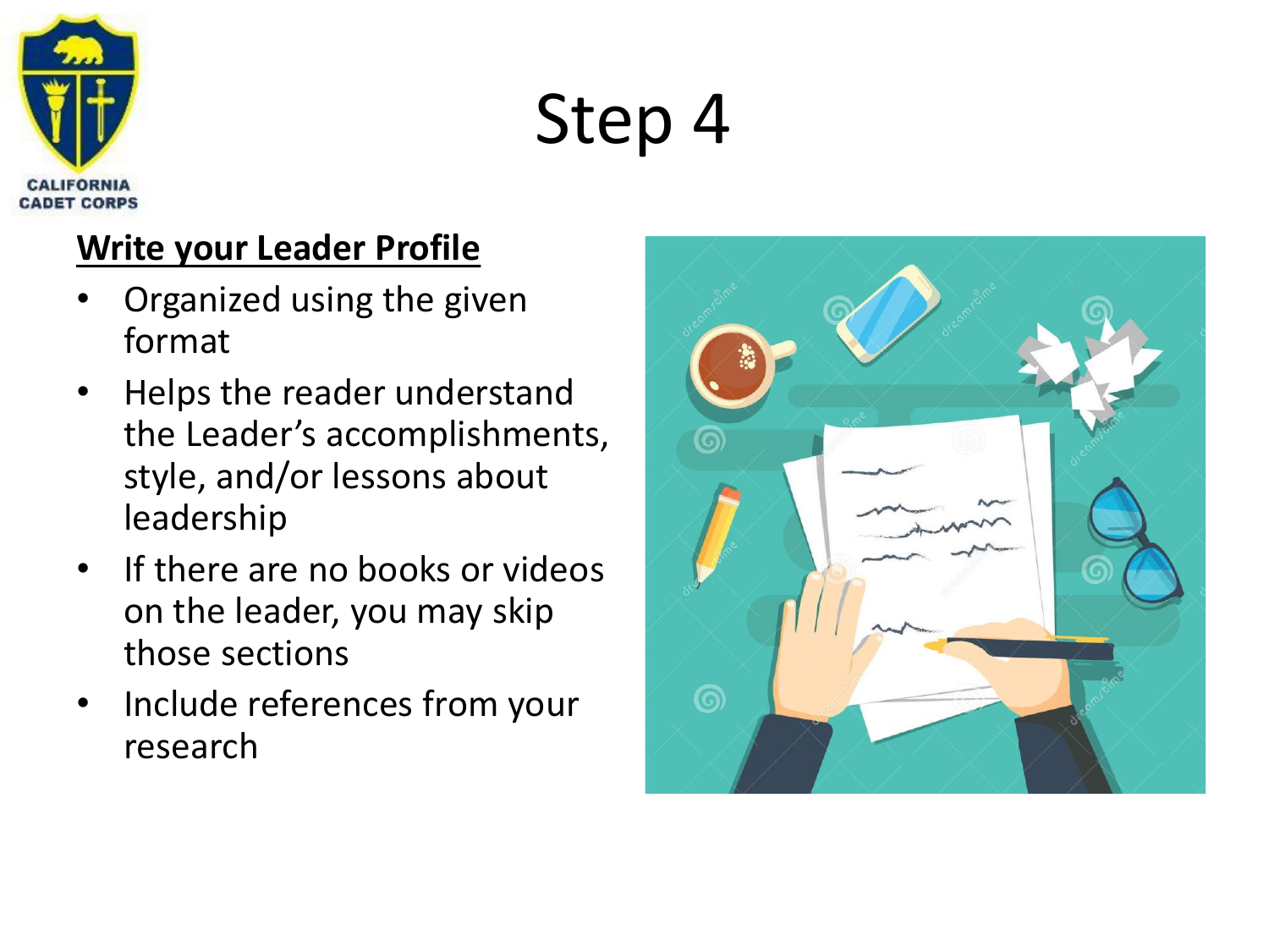# Step 4

**Write your Leader Profile**

- Organized using the given format
- Helps the reader understand the Leader's accomplishments, style, and/or lessons about leadership
- If there are no books or videos on the leader, you may skip those sections
- Include references from your research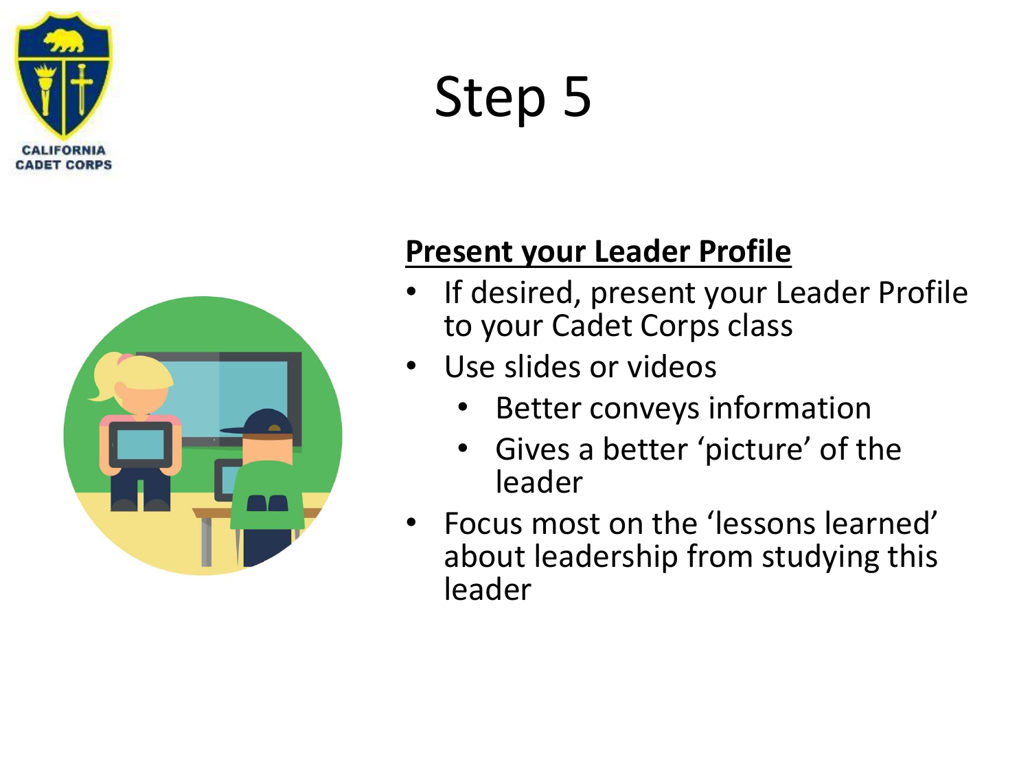# Step 5

**Present your Leader Profile**

- If desired, present your Leader Profile to your Cadet Corps class
- Use slides or videos
  - Better conveys information
  - Gives a better 'picture' of the leader
- Focus most on the 'lessons learned' about leadership from studying this leader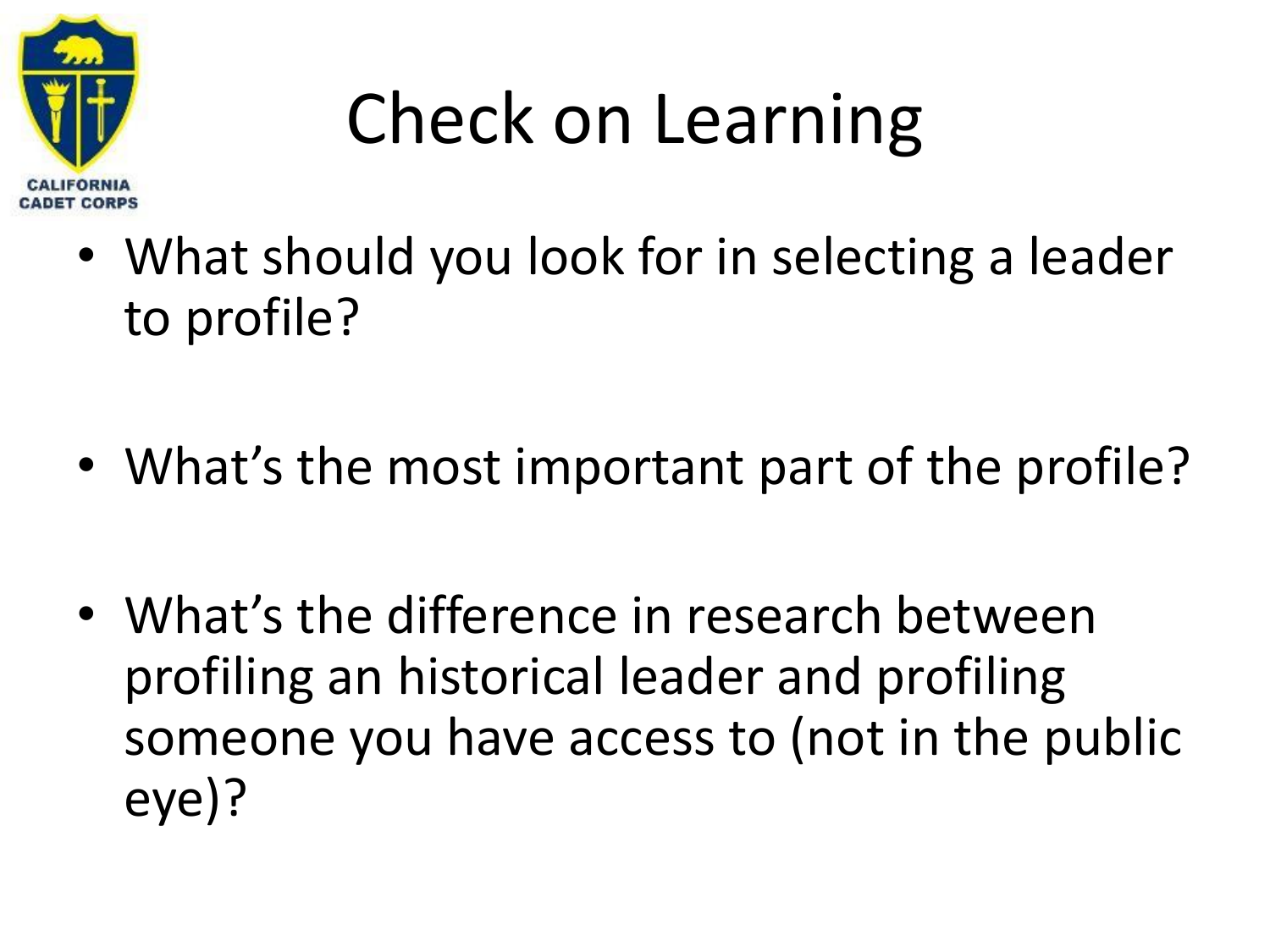# Check on Learning

- What should you look for in selecting a leader to profile?
- What's the most important part of the profile?
- What's the difference in research between profiling an historical leader and profiling someone you have access to (not in the public eye)?